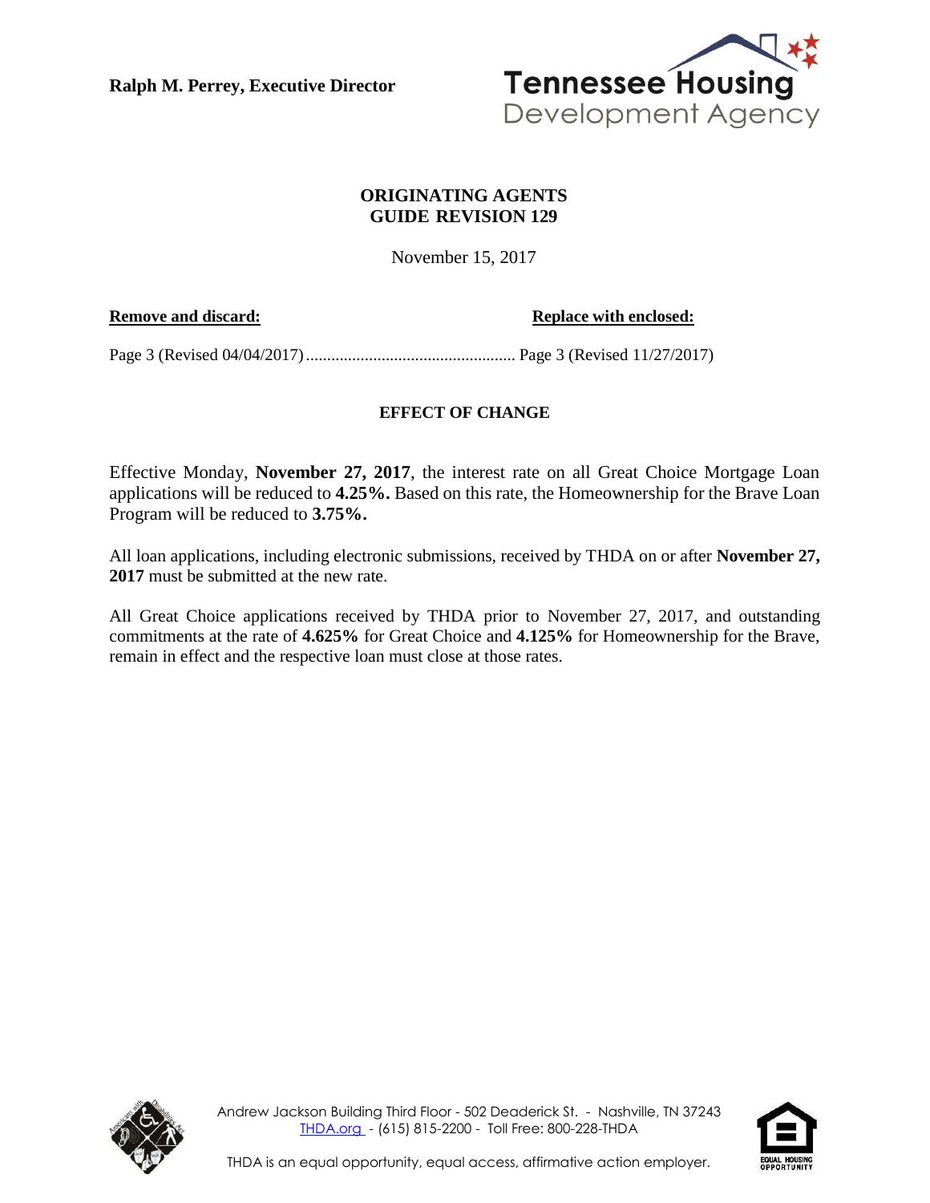**Ralph M. Perrey, Executive Director**

Tennessee Housing Development Agency

## ORIGINATING AGENTS GUIDE REVISION 129

November 15, 2017

| **Remove and discard:** | **Replace with enclosed:** |
|---|---|
| Page 3 (Revised 04/04/2017) | Page 3 (Revised 11/27/2017) |

### EFFECT OF CHANGE

Effective Monday, **November 27, 2017**, the interest rate on all Great Choice Mortgage Loan applications will be reduced to **4.25%.** Based on this rate, the Homeownership for the Brave Loan Program will be reduced to **3.75%.**

All loan applications, including electronic submissions, received by THDA on or after **November 27, 2017** must be submitted at the new rate.

All Great Choice applications received by THDA prior to November 27, 2017, and outstanding commitments at the rate of **4.625%** for Great Choice and **4.125%** for Homeownership for the Brave, remain in effect and the respective loan must close at those rates.

Andrew Jackson Building Third Floor - 502 Deaderick St. - Nashville, TN 37243
THDA.org - (615) 815-2200 - Toll Free: 800-228-THDA

THDA is an equal opportunity, equal access, affirmative action employer.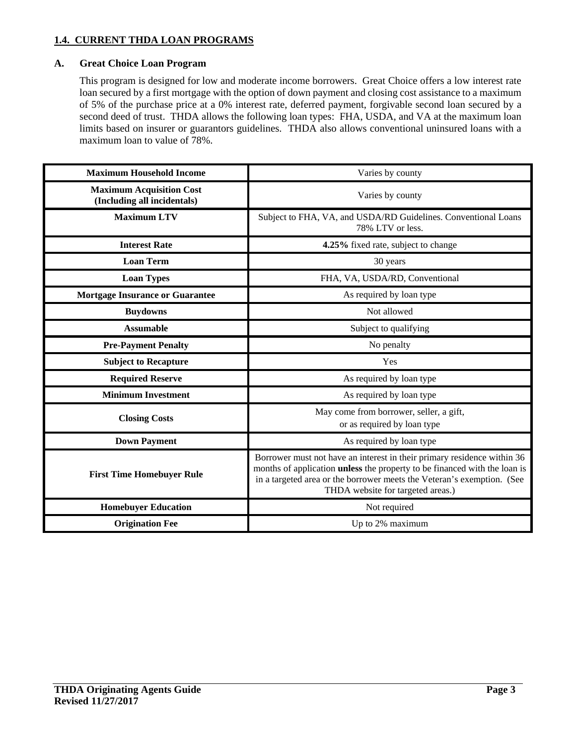## 1.4. CURRENT THDA LOAN PROGRAMS

### A. Great Choice Loan Program

This program is designed for low and moderate income borrowers. Great Choice offers a low interest rate loan secured by a first mortgage with the option of down payment and closing cost assistance to a maximum of 5% of the purchase price at a 0% interest rate, deferred payment, forgivable second loan secured by a second deed of trust. THDA allows the following loan types: FHA, USDA, and VA at the maximum loan limits based on insurer or guarantors guidelines. THDA also allows conventional uninsured loans with a maximum loan to value of 78%.

| | |
|---|---|
| **Maximum Household Income** | Varies by county |
| **Maximum Acquisition Cost (Including all incidentals)** | Varies by county |
| **Maximum LTV** | Subject to FHA, VA, and USDA/RD Guidelines. Conventional Loans 78% LTV or less. |
| **Interest Rate** | **4.25%** fixed rate, subject to change |
| **Loan Term** | 30 years |
| **Loan Types** | FHA, VA, USDA/RD, Conventional |
| **Mortgage Insurance or Guarantee** | As required by loan type |
| **Buydowns** | Not allowed |
| **Assumable** | Subject to qualifying |
| **Pre-Payment Penalty** | No penalty |
| **Subject to Recapture** | Yes |
| **Required Reserve** | As required by loan type |
| **Minimum Investment** | As required by loan type |
| **Closing Costs** | May come from borrower, seller, a gift, or as required by loan type |
| **Down Payment** | As required by loan type |
| **First Time Homebuyer Rule** | Borrower must not have an interest in their primary residence within 36 months of application **unless** the property to be financed with the loan is in a targeted area or the borrower meets the Veteran's exemption. (See THDA website for targeted areas.) |
| **Homebuyer Education** | Not required |
| **Origination Fee** | Up to 2% maximum |